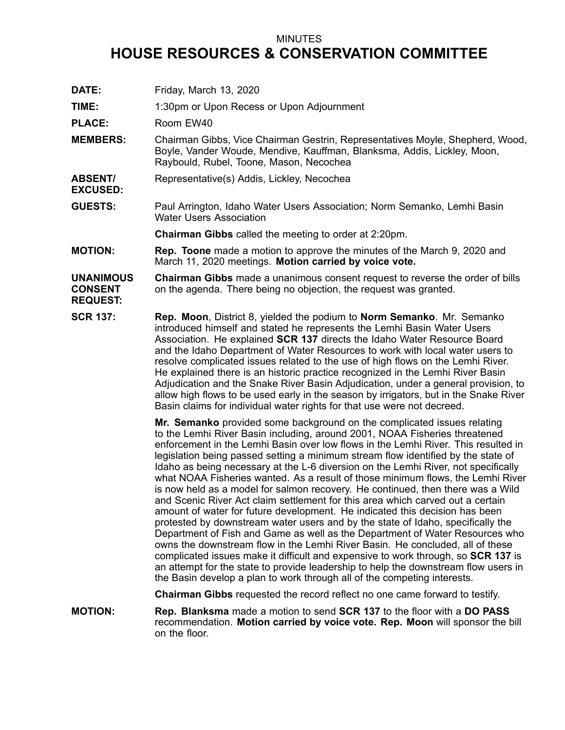MINUTES

# HOUSE RESOURCES & CONSERVATION COMMITTEE

**DATE:** Friday, March 13, 2020

**TIME:** 1:30pm or Upon Recess or Upon Adjournment

**PLACE:** Room EW40

**MEMBERS:** Chairman Gibbs, Vice Chairman Gestrin, Representatives Moyle, Shepherd, Wood, Boyle, Vander Woude, Mendive, Kauffman, Blanksma, Addis, Lickley, Moon, Raybould, Rubel, Toone, Mason, Necochea

**ABSENT/ EXCUSED:** Representative(s) Addis, Lickley, Necochea

**GUESTS:** Paul Arrington, Idaho Water Users Association; Norm Semanko, Lemhi Basin Water Users Association

**Chairman Gibbs** called the meeting to order at 2:20pm.

**MOTION:** **Rep. Toone** made a motion to approve the minutes of the March 9, 2020 and March 11, 2020 meetings. **Motion carried by voice vote.**

**UNANIMOUS CONSENT REQUEST:** **Chairman Gibbs** made a unanimous consent request to reverse the order of bills on the agenda. There being no objection, the request was granted.

**SCR 137:** **Rep. Moon**, District 8, yielded the podium to **Norm Semanko**. Mr. Semanko introduced himself and stated he represents the Lemhi Basin Water Users Association. He explained **SCR 137** directs the Idaho Water Resource Board and the Idaho Department of Water Resources to work with local water users to resolve complicated issues related to the use of high flows on the Lemhi River. He explained there is an historic practice recognized in the Lemhi River Basin Adjudication and the Snake River Basin Adjudication, under a general provision, to allow high flows to be used early in the season by irrigators, but in the Snake River Basin claims for individual water rights for that use were not decreed.

**Mr. Semanko** provided some background on the complicated issues relating to the Lemhi River Basin including, around 2001, NOAA Fisheries threatened enforcement in the Lemhi Basin over low flows in the Lemhi River. This resulted in legislation being passed setting a minimum stream flow identified by the state of Idaho as being necessary at the L-6 diversion on the Lemhi River, not specifically what NOAA Fisheries wanted. As a result of those minimum flows, the Lemhi River is now held as a model for salmon recovery. He continued, then there was a Wild and Scenic River Act claim settlement for this area which carved out a certain amount of water for future development. He indicated this decision has been protested by downstream water users and by the state of Idaho, specifically the Department of Fish and Game as well as the Department of Water Resources who owns the downstream flow in the Lemhi River Basin. He concluded, all of these complicated issues make it difficult and expensive to work through, so **SCR 137** is an attempt for the state to provide leadership to help the downstream flow users in the Basin develop a plan to work through all of the competing interests.

**Chairman Gibbs** requested the record reflect no one came forward to testify.

**MOTION:** **Rep. Blanksma** made a motion to send **SCR 137** to the floor with a **DO PASS** recommendation. **Motion carried by voice vote. Rep. Moon** will sponsor the bill on the floor.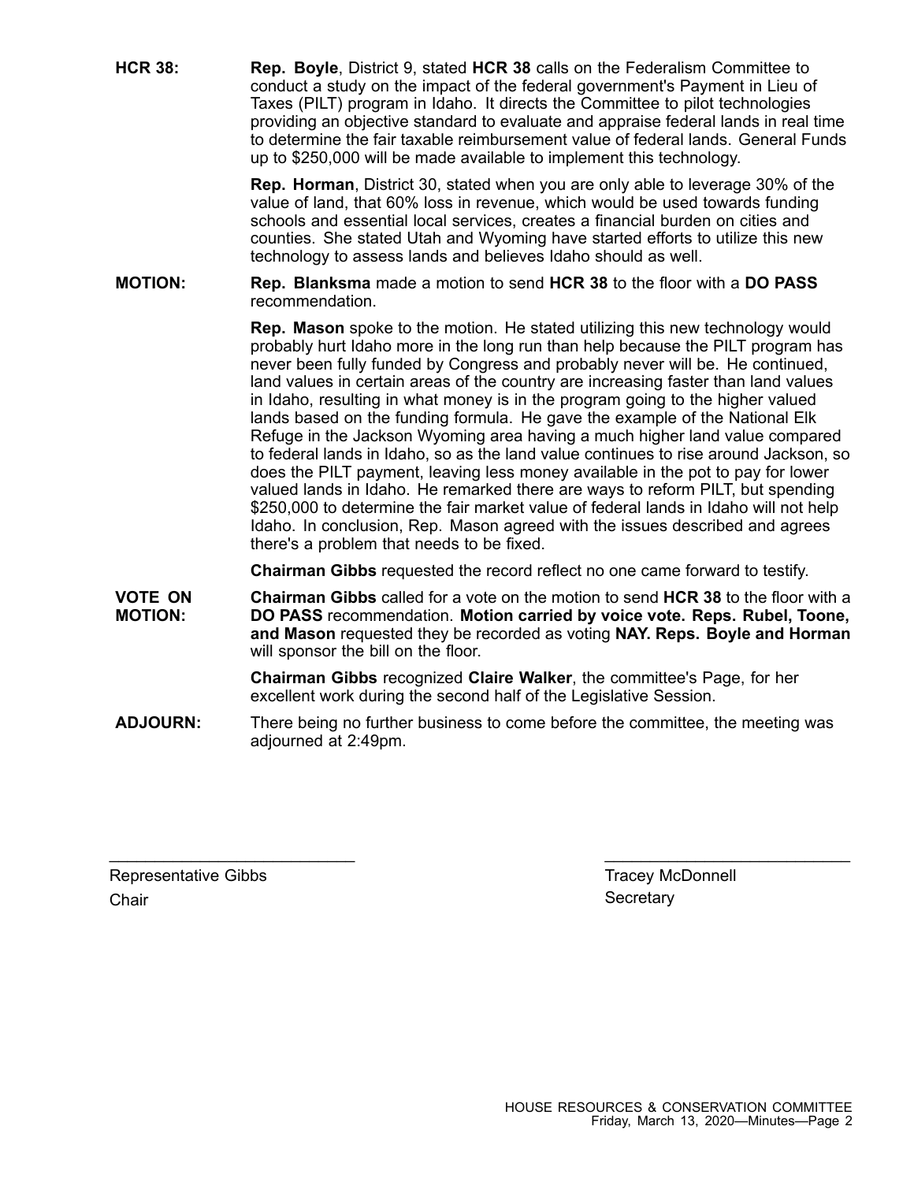**HCR 38:** **Rep. Boyle**, District 9, stated **HCR 38** calls on the Federalism Committee to conduct a study on the impact of the federal government's Payment in Lieu of Taxes (PILT) program in Idaho. It directs the Committee to pilot technologies providing an objective standard to evaluate and appraise federal lands in real time to determine the fair taxable reimbursement value of federal lands. General Funds up to $250,000 will be made available to implement this technology.

**Rep. Horman**, District 30, stated when you are only able to leverage 30% of the value of land, that 60% loss in revenue, which would be used towards funding schools and essential local services, creates a financial burden on cities and counties. She stated Utah and Wyoming have started efforts to utilize this new technology to assess lands and believes Idaho should as well.

**MOTION:** **Rep. Blanksma** made a motion to send **HCR 38** to the floor with a **DO PASS** recommendation.

**Rep. Mason** spoke to the motion. He stated utilizing this new technology would probably hurt Idaho more in the long run than help because the PILT program has never been fully funded by Congress and probably never will be. He continued, land values in certain areas of the country are increasing faster than land values in Idaho, resulting in what money is in the program going to the higher valued lands based on the funding formula. He gave the example of the National Elk Refuge in the Jackson Wyoming area having a much higher land value compared to federal lands in Idaho, so as the land value continues to rise around Jackson, so does the PILT payment, leaving less money available in the pot to pay for lower valued lands in Idaho. He remarked there are ways to reform PILT, but spending $250,000 to determine the fair market value of federal lands in Idaho will not help Idaho. In conclusion, Rep. Mason agreed with the issues described and agrees there's a problem that needs to be fixed.

**Chairman Gibbs** requested the record reflect no one came forward to testify.

**VOTE ON MOTION:** **Chairman Gibbs** called for a vote on the motion to send **HCR 38** to the floor with a **DO PASS** recommendation. **Motion carried by voice vote. Reps. Rubel, Toone, and Mason** requested they be recorded as voting **NAY. Reps. Boyle and Horman** will sponsor the bill on the floor.

**Chairman Gibbs** recognized **Claire Walker**, the committee's Page, for her excellent work during the second half of the Legislative Session.

**ADJOURN:** There being no further business to come before the committee, the meeting was adjourned at 2:49pm.

___________________________ 
Representative Gibbs 
Chair

___________________________ 
Tracey McDonnell 
Secretary